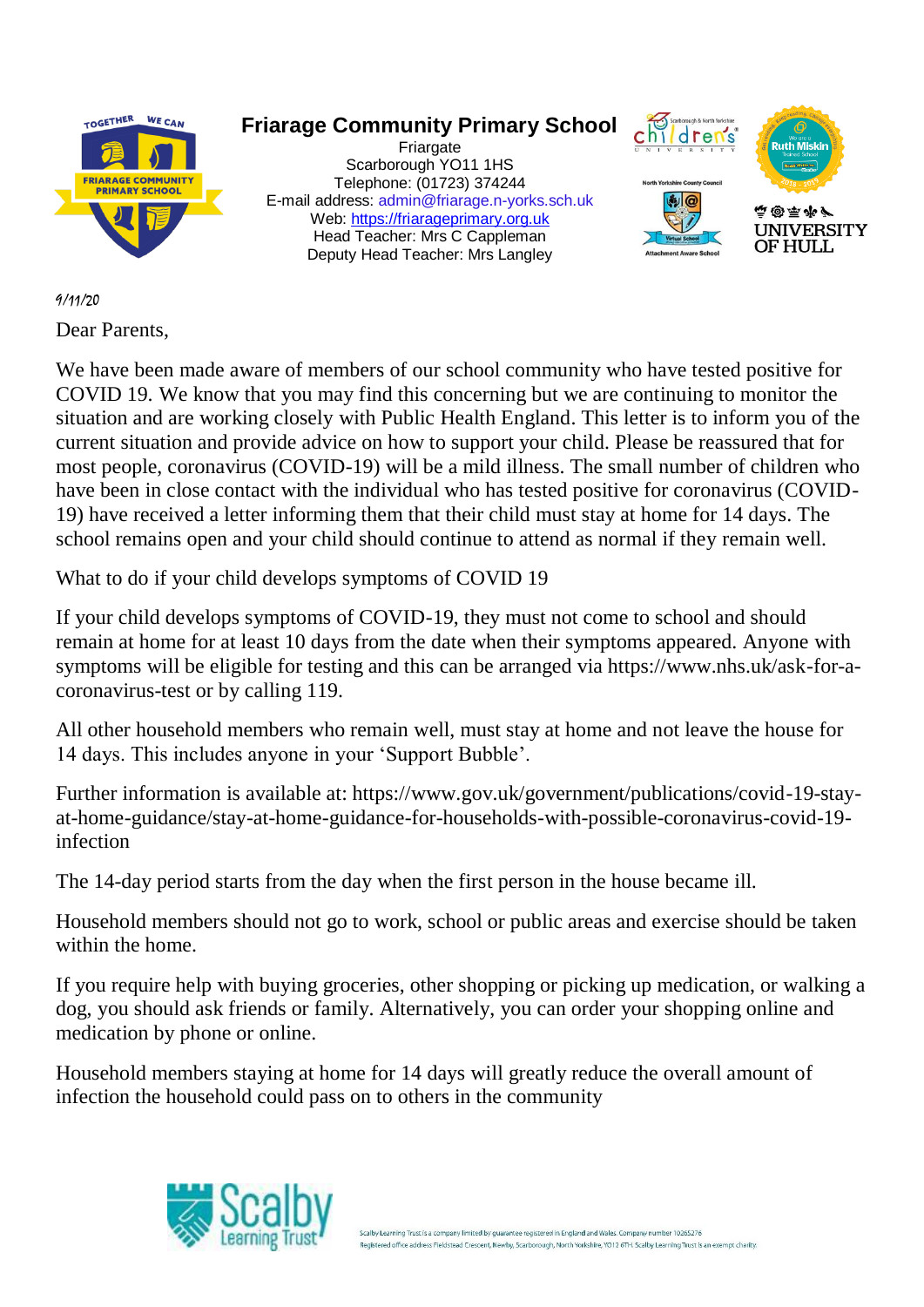# Friarage Community Primary School

Friargate
Scarborough YO11 1HS
Telephone: (01723) 374244
E-mail address: admin@friarage.n-yorks.sch.uk
Web: https://friarageprimary.org.uk
Head Teacher: Mrs C Cappleman
Deputy Head Teacher: Mrs Langley

9/11/20

Dear Parents,

We have been made aware of members of our school community who have tested positive for COVID 19. We know that you may find this concerning but we are continuing to monitor the situation and are working closely with Public Health England. This letter is to inform you of the current situation and provide advice on how to support your child. Please be reassured that for most people, coronavirus (COVID-19) will be a mild illness. The small number of children who have been in close contact with the individual who has tested positive for coronavirus (COVID-19) have received a letter informing them that their child must stay at home for 14 days. The school remains open and your child should continue to attend as normal if they remain well.

What to do if your child develops symptoms of COVID 19

If your child develops symptoms of COVID-19, they must not come to school and should remain at home for at least 10 days from the date when their symptoms appeared. Anyone with symptoms will be eligible for testing and this can be arranged via https://www.nhs.uk/ask-for-a-coronavirus-test or by calling 119.

All other household members who remain well, must stay at home and not leave the house for 14 days. This includes anyone in your 'Support Bubble'.

Further information is available at: https://www.gov.uk/government/publications/covid-19-stay-at-home-guidance/stay-at-home-guidance-for-households-with-possible-coronavirus-covid-19-infection

The 14-day period starts from the day when the first person in the house became ill.

Household members should not go to work, school or public areas and exercise should be taken within the home.

If you require help with buying groceries, other shopping or picking up medication, or walking a dog, you should ask friends or family. Alternatively, you can order your shopping online and medication by phone or online.

Household members staying at home for 14 days will greatly reduce the overall amount of infection the household could pass on to others in the community

Scalby Learning Trust is a company limited by guarantee registered in England and Wales. Company number 10265276
Registered office address Fieldstead Crescent, Newby, Scarborough, North Yorkshire, YO12 6TH. Scalby Learning Trust is an exempt charity.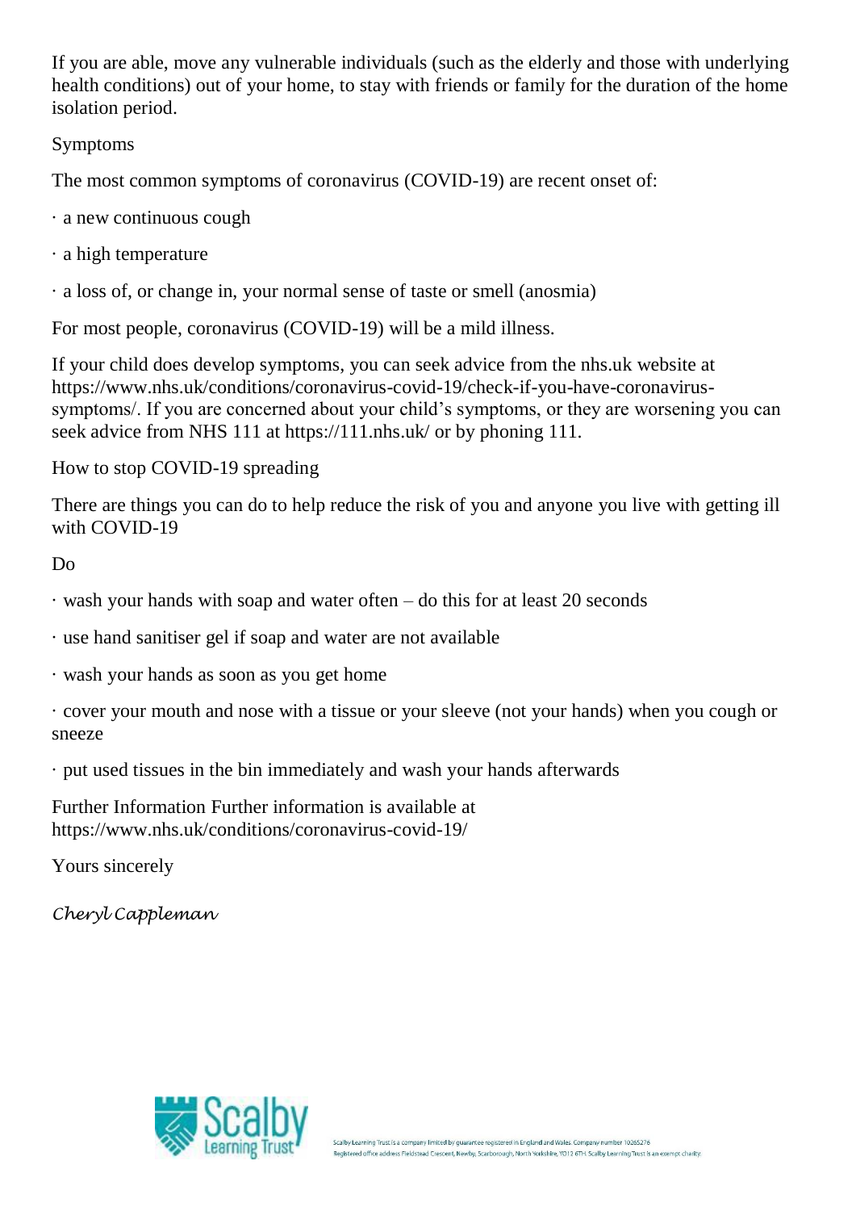If you are able, move any vulnerable individuals (such as the elderly and those with underlying health conditions) out of your home, to stay with friends or family for the duration of the home isolation period.

## Symptoms

The most common symptoms of coronavirus (COVID-19) are recent onset of:

- a new continuous cough
- a high temperature
- a loss of, or change in, your normal sense of taste or smell (anosmia)

For most people, coronavirus (COVID-19) will be a mild illness.

If your child does develop symptoms, you can seek advice from the nhs.uk website at https://www.nhs.uk/conditions/coronavirus-covid-19/check-if-you-have-coronavirus-symptoms/. If you are concerned about your child's symptoms, or they are worsening you can seek advice from NHS 111 at https://111.nhs.uk/ or by phoning 111.

## How to stop COVID-19 spreading

There are things you can do to help reduce the risk of you and anyone you live with getting ill with COVID-19

Do

- wash your hands with soap and water often – do this for at least 20 seconds
- use hand sanitiser gel if soap and water are not available
- wash your hands as soon as you get home
- cover your mouth and nose with a tissue or your sleeve (not your hands) when you cough or sneeze
- put used tissues in the bin immediately and wash your hands afterwards

Further Information Further information is available at https://www.nhs.uk/conditions/coronavirus-covid-19/

Yours sincerely

*Cheryl Cappleman*

Scalby Learning Trust is a company limited by guarantee registered in England and Wales. Company number 10265276
Registered office address Fieldstead Crescent, Newby, Scarborough, North Yorkshire, YO12 6TH. Scalby Learning Trust is an exempt charity.